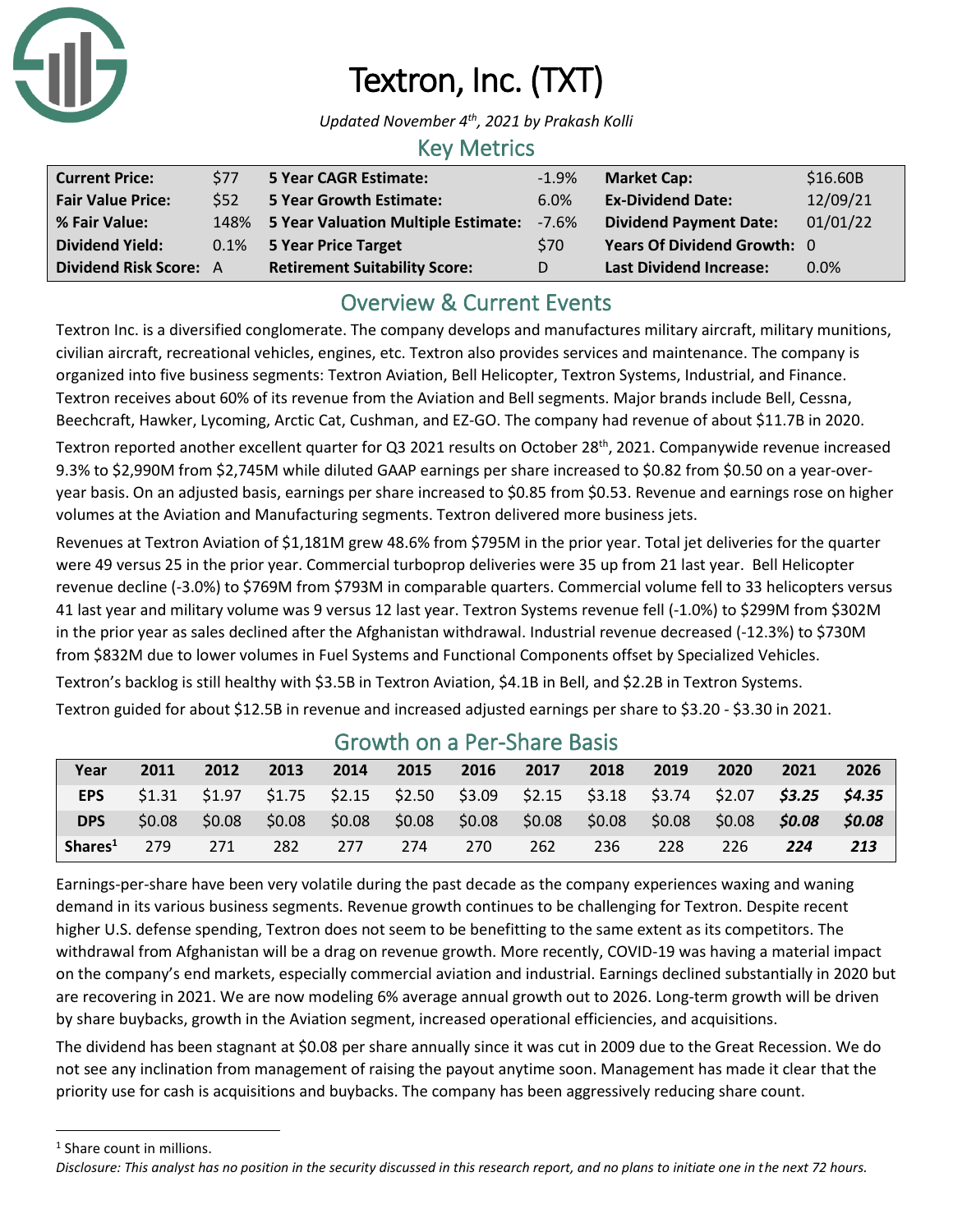# Textron, Inc. (TXT)

*Updated November 4th, 2021 by Prakash Kolli*

## Key Metrics

| | | | | | |
|---|---|---|---|---|---|
| **Current Price:** | $77 | **5 Year CAGR Estimate:** | -1.9% | **Market Cap:** | $16.60B |
| **Fair Value Price:** | $52 | **5 Year Growth Estimate:** | 6.0% | **Ex-Dividend Date:** | 12/09/21 |
| **% Fair Value:** | 148% | **5 Year Valuation Multiple Estimate:** | -7.6% | **Dividend Payment Date:** | 01/01/22 |
| **Dividend Yield:** | 0.1% | **5 Year Price Target** | $70 | **Years Of Dividend Growth:** | 0 |
| **Dividend Risk Score:** | A | **Retirement Suitability Score:** | D | **Last Dividend Increase:** | 0.0% |

## Overview & Current Events

Textron Inc. is a diversified conglomerate. The company develops and manufactures military aircraft, military munitions, civilian aircraft, recreational vehicles, engines, etc. Textron also provides services and maintenance. The company is organized into five business segments: Textron Aviation, Bell Helicopter, Textron Systems, Industrial, and Finance. Textron receives about 60% of its revenue from the Aviation and Bell segments. Major brands include Bell, Cessna, Beechcraft, Hawker, Lycoming, Arctic Cat, Cushman, and EZ-GO. The company had revenue of about $11.7B in 2020.

Textron reported another excellent quarter for Q3 2021 results on October 28th, 2021. Companywide revenue increased 9.3% to $2,990M from $2,745M while diluted GAAP earnings per share increased to $0.82 from $0.50 on a year-over-year basis. On an adjusted basis, earnings per share increased to $0.85 from $0.53. Revenue and earnings rose on higher volumes at the Aviation and Manufacturing segments. Textron delivered more business jets.

Revenues at Textron Aviation of $1,181M grew 48.6% from $795M in the prior year. Total jet deliveries for the quarter were 49 versus 25 in the prior year. Commercial turboprop deliveries were 35 up from 21 last year. Bell Helicopter revenue decline (-3.0%) to $769M from $793M in comparable quarters. Commercial volume fell to 33 helicopters versus 41 last year and military volume was 9 versus 12 last year. Textron Systems revenue fell (-1.0%) to $299M from $302M in the prior year as sales declined after the Afghanistan withdrawal. Industrial revenue decreased (-12.3%) to $730M from $832M due to lower volumes in Fuel Systems and Functional Components offset by Specialized Vehicles.

Textron's backlog is still healthy with $3.5B in Textron Aviation, $4.1B in Bell, and $2.2B in Textron Systems.

Textron guided for about $12.5B in revenue and increased adjusted earnings per share to $3.20 - $3.30 in 2021.

## Growth on a Per-Share Basis

| Year | 2011 | 2012 | 2013 | 2014 | 2015 | 2016 | 2017 | 2018 | 2019 | 2020 | 2021 | 2026 |
|---|---|---|---|---|---|---|---|---|---|---|---|---|
| **EPS** | $1.31 | $1.97 | $1.75 | $2.15 | $2.50 | $3.09 | $2.15 | $3.18 | $3.74 | $2.07 | ***$3.25*** | ***$4.35*** |
| **DPS** | $0.08 | $0.08 | $0.08 | $0.08 | $0.08 | $0.08 | $0.08 | $0.08 | $0.08 | $0.08 | ***$0.08*** | ***$0.08*** |
| **Shares[1]** | 279 | 271 | 282 | 277 | 274 | 270 | 262 | 236 | 228 | 226 | ***224*** | ***213*** |

Earnings-per-share have been very volatile during the past decade as the company experiences waxing and waning demand in its various business segments. Revenue growth continues to be challenging for Textron. Despite recent higher U.S. defense spending, Textron does not seem to be benefitting to the same extent as its competitors. The withdrawal from Afghanistan will be a drag on revenue growth. More recently, COVID-19 was having a material impact on the company's end markets, especially commercial aviation and industrial. Earnings declined substantially in 2020 but are recovering in 2021. We are now modeling 6% average annual growth out to 2026. Long-term growth will be driven by share buybacks, growth in the Aviation segment, increased operational efficiencies, and acquisitions.

The dividend has been stagnant at $0.08 per share annually since it was cut in 2009 due to the Great Recession. We do not see any inclination from management of raising the payout anytime soon. Management has made it clear that the priority use for cash is acquisitions and buybacks. The company has been aggressively reducing share count.

[1] Share count in millions.

*Disclosure: This analyst has no position in the security discussed in this research report, and no plans to initiate one in the next 72 hours.*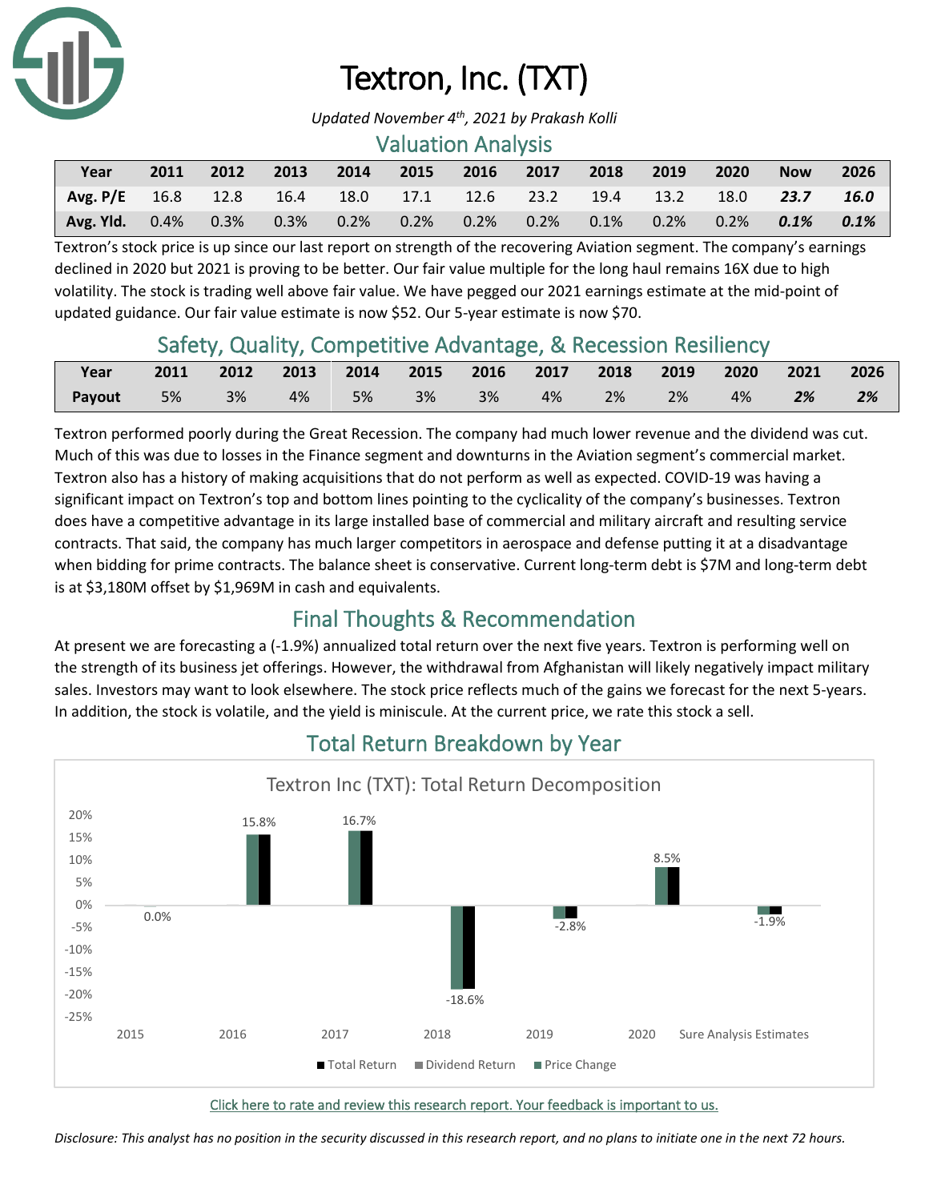# Textron, Inc. (TXT)

*Updated November 4th, 2021 by Prakash Kolli*

## Valuation Analysis

| Year | 2011 | 2012 | 2013 | 2014 | 2015 | 2016 | 2017 | 2018 | 2019 | 2020 | Now | 2026 |
|---|---|---|---|---|---|---|---|---|---|---|---|---|
| Avg. P/E | 16.8 | 12.8 | 16.4 | 18.0 | 17.1 | 12.6 | 23.2 | 19.4 | 13.2 | 18.0 | ***23.7*** | ***16.0*** |
| Avg. Yld. | 0.4% | 0.3% | 0.3% | 0.2% | 0.2% | 0.2% | 0.2% | 0.1% | 0.2% | 0.2% | ***0.1%*** | ***0.1%*** |

Textron's stock price is up since our last report on strength of the recovering Aviation segment. The company's earnings declined in 2020 but 2021 is proving to be better. Our fair value multiple for the long haul remains 16X due to high volatility. The stock is trading well above fair value. We have pegged our 2021 earnings estimate at the mid-point of updated guidance. Our fair value estimate is now $52. Our 5-year estimate is now $70.

## Safety, Quality, Competitive Advantage, & Recession Resiliency

| Year | 2011 | 2012 | 2013 | 2014 | 2015 | 2016 | 2017 | 2018 | 2019 | 2020 | 2021 | 2026 |
|---|---|---|---|---|---|---|---|---|---|---|---|---|
| Payout | 5% | 3% | 4% | 5% | 3% | 3% | 4% | 2% | 2% | 4% | ***2%*** | ***2%*** |

Textron performed poorly during the Great Recession. The company had much lower revenue and the dividend was cut. Much of this was due to losses in the Finance segment and downturns in the Aviation segment's commercial market. Textron also has a history of making acquisitions that do not perform as well as expected. COVID-19 was having a significant impact on Textron's top and bottom lines pointing to the cyclicality of the company's businesses. Textron does have a competitive advantage in its large installed base of commercial and military aircraft and resulting service contracts. That said, the company has much larger competitors in aerospace and defense putting it at a disadvantage when bidding for prime contracts. The balance sheet is conservative. Current long-term debt is $7M and long-term debt is at $3,180M offset by $1,969M in cash and equivalents.

## Final Thoughts & Recommendation

At present we are forecasting a (-1.9%) annualized total return over the next five years. Textron is performing well on the strength of its business jet offerings. However, the withdrawal from Afghanistan will likely negatively impact military sales. Investors may want to look elsewhere. The stock price reflects much of the gains we forecast for the next 5-years. In addition, the stock is volatile, and the yield is miniscule. At the current price, we rate this stock a sell.

## Total Return Breakdown by Year

Textron Inc (TXT): Total Return Decomposition

| | 2015 | 2016 | 2017 | 2018 | 2019 | 2020 | Sure Analysis Estimates |
|---|---|---|---|---|---|---|---|
| Total Return | 0.0% | 15.8% | 16.7% | -18.6% | -2.8% | 8.5% | -1.9% |

Click here to rate and review this research report. Your feedback is important to us.

*Disclosure: This analyst has no position in the security discussed in this research report, and no plans to initiate one in the next 72 hours.*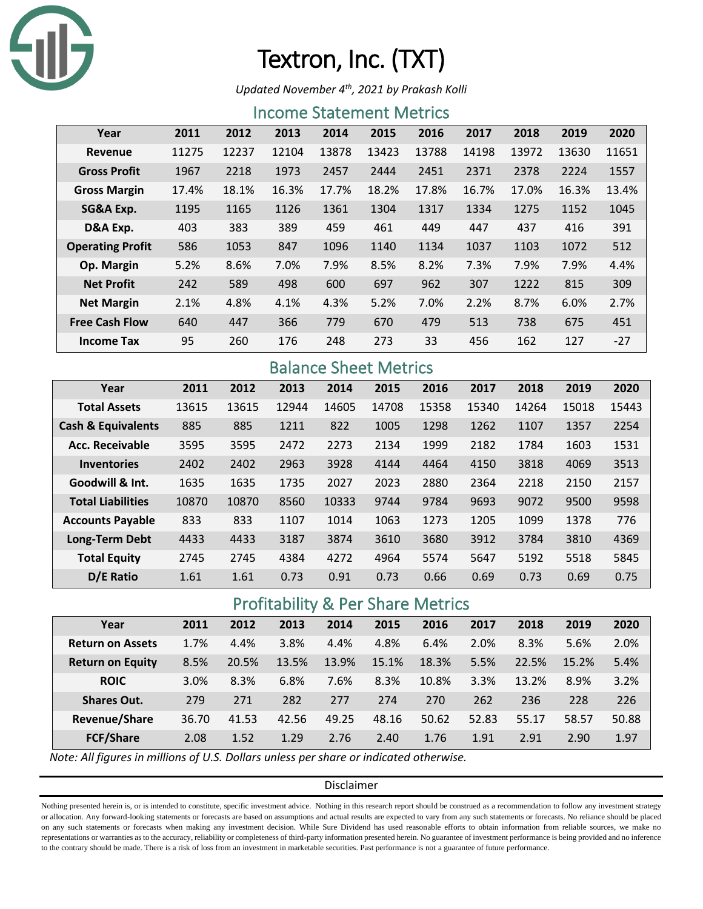# Textron, Inc. (TXT)

*Updated November 4th, 2021 by Prakash Kolli*

## Income Statement Metrics

| Year | 2011 | 2012 | 2013 | 2014 | 2015 | 2016 | 2017 | 2018 | 2019 | 2020 |
|---|---|---|---|---|---|---|---|---|---|---|
| Revenue | 11275 | 12237 | 12104 | 13878 | 13423 | 13788 | 14198 | 13972 | 13630 | 11651 |
| Gross Profit | 1967 | 2218 | 1973 | 2457 | 2444 | 2451 | 2371 | 2378 | 2224 | 1557 |
| Gross Margin | 17.4% | 18.1% | 16.3% | 17.7% | 18.2% | 17.8% | 16.7% | 17.0% | 16.3% | 13.4% |
| SG&A Exp. | 1195 | 1165 | 1126 | 1361 | 1304 | 1317 | 1334 | 1275 | 1152 | 1045 |
| D&A Exp. | 403 | 383 | 389 | 459 | 461 | 449 | 447 | 437 | 416 | 391 |
| Operating Profit | 586 | 1053 | 847 | 1096 | 1140 | 1134 | 1037 | 1103 | 1072 | 512 |
| Op. Margin | 5.2% | 8.6% | 7.0% | 7.9% | 8.5% | 8.2% | 7.3% | 7.9% | 7.9% | 4.4% |
| Net Profit | 242 | 589 | 498 | 600 | 697 | 962 | 307 | 1222 | 815 | 309 |
| Net Margin | 2.1% | 4.8% | 4.1% | 4.3% | 5.2% | 7.0% | 2.2% | 8.7% | 6.0% | 2.7% |
| Free Cash Flow | 640 | 447 | 366 | 779 | 670 | 479 | 513 | 738 | 675 | 451 |
| Income Tax | 95 | 260 | 176 | 248 | 273 | 33 | 456 | 162 | 127 | -27 |

## Balance Sheet Metrics

| Year | 2011 | 2012 | 2013 | 2014 | 2015 | 2016 | 2017 | 2018 | 2019 | 2020 |
|---|---|---|---|---|---|---|---|---|---|---|
| Total Assets | 13615 | 13615 | 12944 | 14605 | 14708 | 15358 | 15340 | 14264 | 15018 | 15443 |
| Cash & Equivalents | 885 | 885 | 1211 | 822 | 1005 | 1298 | 1262 | 1107 | 1357 | 2254 |
| Acc. Receivable | 3595 | 3595 | 2472 | 2273 | 2134 | 1999 | 2182 | 1784 | 1603 | 1531 |
| Inventories | 2402 | 2402 | 2963 | 3928 | 4144 | 4464 | 4150 | 3818 | 4069 | 3513 |
| Goodwill & Int. | 1635 | 1635 | 1735 | 2027 | 2023 | 2880 | 2364 | 2218 | 2150 | 2157 |
| Total Liabilities | 10870 | 10870 | 8560 | 10333 | 9744 | 9784 | 9693 | 9072 | 9500 | 9598 |
| Accounts Payable | 833 | 833 | 1107 | 1014 | 1063 | 1273 | 1205 | 1099 | 1378 | 776 |
| Long-Term Debt | 4433 | 4433 | 3187 | 3874 | 3610 | 3680 | 3912 | 3784 | 3810 | 4369 |
| Total Equity | 2745 | 2745 | 4384 | 4272 | 4964 | 5574 | 5647 | 5192 | 5518 | 5845 |
| D/E Ratio | 1.61 | 1.61 | 0.73 | 0.91 | 0.73 | 0.66 | 0.69 | 0.73 | 0.69 | 0.75 |

## Profitability & Per Share Metrics

| Year | 2011 | 2012 | 2013 | 2014 | 2015 | 2016 | 2017 | 2018 | 2019 | 2020 |
|---|---|---|---|---|---|---|---|---|---|---|
| Return on Assets | 1.7% | 4.4% | 3.8% | 4.4% | 4.8% | 6.4% | 2.0% | 8.3% | 5.6% | 2.0% |
| Return on Equity | 8.5% | 20.5% | 13.5% | 13.9% | 15.1% | 18.3% | 5.5% | 22.5% | 15.2% | 5.4% |
| ROIC | 3.0% | 8.3% | 6.8% | 7.6% | 8.3% | 10.8% | 3.3% | 13.2% | 8.9% | 3.2% |
| Shares Out. | 279 | 271 | 282 | 277 | 274 | 270 | 262 | 236 | 228 | 226 |
| Revenue/Share | 36.70 | 41.53 | 42.56 | 49.25 | 48.16 | 50.62 | 52.83 | 55.17 | 58.57 | 50.88 |
| FCF/Share | 2.08 | 1.52 | 1.29 | 2.76 | 2.40 | 1.76 | 1.91 | 2.91 | 2.90 | 1.97 |

*Note: All figures in millions of U.S. Dollars unless per share or indicated otherwise.*

Disclaimer

Nothing presented herein is, or is intended to constitute, specific investment advice. Nothing in this research report should be construed as a recommendation to follow any investment strategy or allocation. Any forward-looking statements or forecasts are based on assumptions and actual results are expected to vary from any such statements or forecasts. No reliance should be placed on any such statements or forecasts when making any investment decision. While Sure Dividend has used reasonable efforts to obtain information from reliable sources, we make no representations or warranties as to the accuracy, reliability or completeness of third-party information presented herein. No guarantee of investment performance is being provided and no inference to the contrary should be made. There is a risk of loss from an investment in marketable securities. Past performance is not a guarantee of future performance.